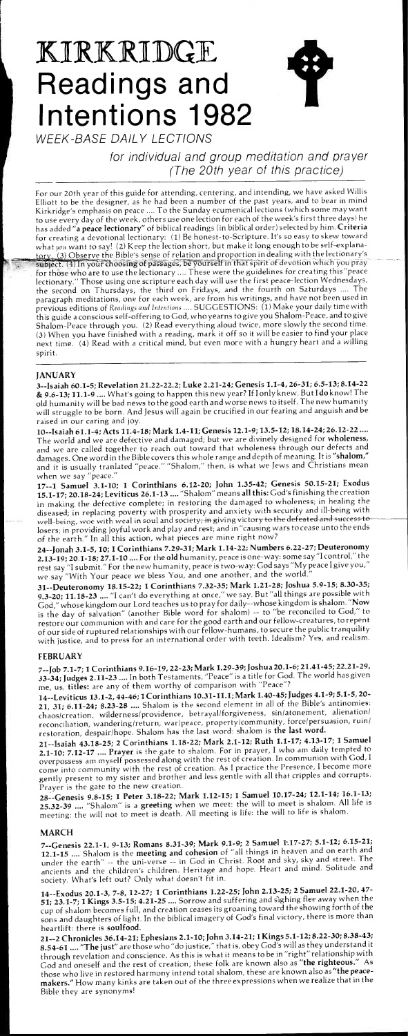# KIRKRIDGE Readings and Intentions 1982

*WEEK-BASE DAILY LECTIONS*

*for individual and group meditation and prayer (The 20th year of this practice)*

For our 20th year of this guide for attending, centering, and intending, we have asked Willis Elliott to be the designer, as he had been a number of the past years, and to bear in mind Kirkridge's emphasis on peace .... To the Sunday ecumenical lections (which some may want to use every day of the week, others use one lection for each of the week's first three days) he has added **"a peace lectionary"** of biblical readings (in biblical order) selected by him. **Criteria** for creating a devotional lectionary: (1) Be honest-to-Scripture. It's so easy to skew toward what *you* want to say! (2) Keep the lection short, but make it long enough to be self-explanatory. (3) Observe the Bible's sense of relation and proportion in dealing with the lectionary's subject. (4) In your choosing of passages, be yourself in that spirit of devotion which you pray for those who are to use the lectionary .... These were the guidelines for creating this "peace lectionary." Those using one scripture each day will use the first peace-lection Wednesdays, the second on Thursdays, the third on Fridays, and the fourth on Saturdays .... The paragraph meditations, one for each week, are from his writings, and have not been used in previous editions of *Readings and Intentions* .... SUGGESTIONS: (1) Make your daily time with this guide a conscious self-offering to God, who yearns to give you Shalom-Peace, and to give Shalom-Peace through you. (2) Read everything aloud twice, more slowly the second time. (3) When you have finished with a reading, mark it off so it will be easier to find your place next time. (4) Read with a critical mind, but even more with a hungry heart and a willing spirit.

## JANUARY

**3--Isaiah 60.1-5; Revelation 21.22-22.2; Luke 2.21-24; Genesis 1.1-4, 26-31; 6.5-13; 8.14-22 & 9.6-13; 11.1-9** .... What's going to happen this new year? If I only knew. But I **do** know! The old humanity will be bad news to the good earth and worse news to itself. The new humanity will struggle to be born. And Jesus will again be crucified in our fearing and anguish and be raised in our caring and joy.

**10--Isaiah 61.1-4; Acts 11.4-18; Mark 1.4-11; Genesis 12.1-9; 13.5-12; 18.14-24; 26.12-22** .... The world and we are defective and damaged; but we are divinely designed for **wholeness**, and we are called together to reach out toward that wholeness through our defects and damages. One word in the Bible covers this whole range and depth of meaning. It is **"shalom,"** and it is usually tranlated "peace." "Shalom," then, is what we Jews and Christians mean when we say "peace."

**17--1 Samuel 3.1-10; 1 Corinthians 6.12-20; John 1.35-42; Genesis 50.15-21; Exodus 15.1-17; 20.18-24; Leviticus 26.1-13** .... "Shalom" means **all this:** God's finishing the creation in making the defective complete; in restoring the damaged to wholeness; in healing the diseased; in replacing poverty with prosperity and anxiety with security and ill-being with well-being, woe with weal in soul and society; in giving victory to the defeated and success to losers; in providing joyful work and play and rest; and in "causing wars to cease unto the ends of the earth." In all this action, what pieces are mine right now?

**24--Jonah 3.1-5, 10; 1 Corinthians 7.29-31; Mark 1.14-22; Numbers 6.22-27; Deuteronomy 2.13-19; 20 1-18; 27.1-10** .... For the **old** humanity, peace is one-way: some say "I control," the rest say "I submit." For the new humanity, peace is two-way: God says "My peace I give you," we say "With Your peace we bless You, and one another, and the world."

**31--Deuteronomy 18.15-22; 1 Corinthians 7.32-35; Mark 1.21-28; Joshua 5.9-15; 8.30-35; 9.3-20; 11.18-23** .... "I can't do everything at once," we say. But "all things are possible with God," whose kingdom our Lord teaches us to pray for daily--whose kingdom is shalom. "**Now** is the day of salvation" (another Bible word for shalom) -- to "be reconciled to God," to restore our communion with and care for the good earth and our fellow-creatures, to repent of our side of ruptured relationships with our fellow-humans, to secure the public tranquility with justice, and to press for an international order with teeth. Idealism? Yes, and realism.

## FEBRUARY

**7--Job 7.1-7; 1 Corinthians 9.16-19, 22-23; Mark 1.29-39; Joshua 20.1-6; 21.41-45; 22.21-29, 33-34; Judges 2.11-23** .... In both Testaments, "Peace" is a title for God. The world has given me, us, **titles:** are any of them worthy of comparison with "Peace"?

**14--Leviticus 13.1-2, 44-46; 1 Corinthians 10.31-11.1; Mark 1.40-45; Judges 4.1-9; 5.1-5, 20-21, 31; 6.11-24; 8.23-28** .... Shalom is the second element in all of the Bible's antinomies: chaos/creation, wilderness/providence, betrayal/forgiveness, sin/atonement, alienation/reconciliation, wandering/return, war/peace, property/community, force/persuasion, ruin/restoration, despair/hope. Shalom has the last word: shalom is **the last word.**

**21--Isaiah 43.18-25; 2 Corinthians 1.18-22; Mark 2.1-12; Ruth 1.1-17; 4.13-17; 1 Samuel 2.1-10; 7.12-17** .... **Prayer** is the gate to shalom. For in prayer, I who am daily tempted to overpossess am myself possessed along with the rest of creation. In communion with God, I come into community with the rest of creation. As I practice the Presence, I become more gently present to my sister and brother and less gentle with all that cripples and corrupts. Prayer is the gate to the new creation.

**28--Genesis 9.8-15; 1 Peter 3.18-22; Mark 1.12-15; 1 Samuel 10.17-24; 12.1-14; 16.1-13; 25.32-39** .... "Shalom" is a **greeting** when we meet: the will to meet is shalom. All life is meeting: the will not to meet is death. All meeting is life: the will to life is shalom.

## MARCH

**7--Genesis 22.1-2, 9-13; Romans 8.31-39; Mark 9.1-9; 2 Samuel 1:17-27; 5.1-12; 6.15-21; 12.1-15** .... Shalom is the **meeting and cohesion** of "all things in heaven and on earth and under the earth" -- the uni-verse -- in God in Christ. Root and sky, sky and street. The ancients and the children's children. Heritage and hope. Heart and mind. Solitude and society. What's left out? Only what doesn't fit in.

**14--Exodus 20.1-3, 7-8, 12-27; 1 Corinthians 1.22-25; John 2.13-25; 2 Samuel 22.1-20, 47-51; 23.1-7; 1 Kings 3.5-15; 4.21-25** .... Sorrow and suffering and sighing flee away when the cup of shalom becomes full, and creation ceases its groaning toward the showing forth of the sons and daughters of light. In the biblical imagery of God's final victory, there is more than heartlift: there is **soulfood.**

**21--2 Chronicles 36.14-21; Ephesians 2.1-10; John 3.14-21; 1 Kings 5.1-12; 8.22-30; 8.38-43; 8.54-61** .... **"The just"** are those who "do justice," that is, obey God's will as they understand it through revelation and conscience. As this is what it means to be in "right" relationship with God and oneself and the rest of creation, these folk are known also as **"the righteous."** As those who live in restored harmony intend total shalom, these are known also as **"the peacemakers."** How many kinks are taken out of the three expressions when we realize that in the Bible they are synonyms!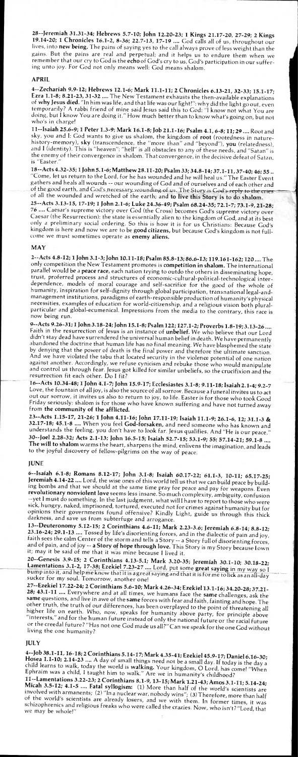**28--Jeremiah 31.31-34; Hebrews 5.7-10; John 12.20-23; 1 Kings 21.17-20, 27-29; 2 Kings 19.14-20; 1 Chronicles 16.1-2, 8-36; 22.7-13, 17-19 ....** God calls all of us, throughout our lives, into **new being.** The pains of saying yes to the call always prove of less weight than the gains. But the pains are real and perpetual; and it helps us to endure them when we remember that our cry to God is the **echo** of God's cry to us, God's participation in our suffering unto joy. For God not only means well: God means shalom.

## APRIL

**4--Zechariah 9.9-12; Hebrews 12.1-6; Mark 11.1-11; 2 Chronicles 6.13-21, 32-33; 15.1-17; Ezra 1.1-8; 8.21-23, 31-32 ....** The New Testament exhausts the then-available explanations of **why Jesus died.** "In him was life, and that life was our light!": why did the light go out, even temporarily? A rabbi friend of mine said Jesus said this to God: "I know not what You are doing, but I know You are doing it." How much better than to know what's going on, but not who's in charge!

**11--Isaiah 25.6-9; 1 Peter 1.3-9; Mark 16.1-8; Job 21.1-16; Psalm 4.1, 6-8; 11; 29 ....** Root and sky, you and I: God wants to give us shalom, the kingdom of **root** (rootedness in nature-history-memory), **sky** (transcendence, the "more than" and "beyond"), **you** (relatedness), and **I** (identity). This is "heaven": "hell" is all obstacles to any of these needs, and "Satan" is the enemy of their convergence in shalom. That convergence, in the decisive defeat of Satan, is "Easter."

**18--Acts 4.32-35; 1 John 5.1-6; Matthew 28.11-20; Psalm 33; 34.8-14; 37.1-11, 37-40; 46; 55 ..** "Come, let us return to the Lord, for he has wounded and he will heal us." The Easter Event gathers and heals all wounds -- our wounding of God and of ourselves and of each other and of the good earth, and God's necessary wounding of us. The Story is God's reply to the cries of all the wounded and wretched of the earth; and **to live this Story is to do shalom.**

**25--Acts 3.13-15, 17-19; 1 John 2.1-6; Luke 24.36-49; Psalm 68.24-35; 72.1-7; 73.1-9, 21-28; 76 ....** Caesar's supreme victory over God (the Cross) becomes God's supreme victory over Caesar (the Resurrection): the state is essentially alien to the kingdom of God, and at its best only a preliminary social ordering. So this is how it is for us Christians: Because God's kingdom is here and now we are to be **good citizens,** but because God's kingdom is not full-come we must sometimes operate as **enemy aliens.**

## MAY

**2--Acts 4.8-12; 1 John 3.1-3; John 10.11-18; Psalm 85.8-13; 86.6-13; 119.161-162; 120 ....** The only competition the New Testament promotes is **competition in shalom.** The international parallel would be a **peace race,** each nation trying to outdo the others in disseminating hope, trust, proferred process and structures of economic-cultural-political-technological interdependence, models of moral courage and self-sacrifice for the good of the whole of humanity, inspiration for self-dignity through global participation, transnational legal-and-management institutions, paradigms of earth-responsible production of humanity's physical necessities, examples of education for world-citizenship, and a religious vision both pluralparticular and global-ecumenical. Impressions from the media to the contrary, this race is now being run.

**9--Acts 9.26-31; 1 John 3.18-24; John 15.1-8; Psalm 122; 127.1-2; Proverbs 1.8-19; 3.13-26 ....** Faith in the resurrection of Jesus is an instance of **unbelief.** We who believe that our Lord didn't stay dead have surrendered the universal human belief in death. We have permanently abandoned the doctrine that human life has no final meaning. We have blasphemed the state by denying that the power of death is the final power and therefore the ultimate sanction. And we have violated the tabu that located security in the violence potential of one nation against another. Accordingly, we refuse cynicism and rebuke those who would manipulate and control us through fear. Jesus got killed for similar unbeliefs, so the crucifixion and the resurrection fit each other. Do I fit?

**16--Acts 10.34-48; 1 John 4.1-7; John 15.9-17; Ecclesiastes 3.1-8; 9.11-18; Isaiah 2.1-4; 9.2-7** Love, the fountain of all joy, is also the source of all sorrow. Because a funeral invites us to act out our sorrow, it invites us also to return to joy, to life. Easter is for those who took Good Friday seriously: shalom is for those who have known suffering and have not turned away from **the community of the afflicted.**

**23--Acts 1.15-17, 21-26; 1 John 4.11-16; John 17.11-19; Isaiah 11.1-9; 26.1-6, 12; 31.1-3 & 32.17-18; 45.1-8 ....** When you feel **God-forsaken,** and need someone who has known and understands the feeling, you don't have to look far. Jesus qualifies. And "He is our peace."

**30--Joel 2.28-32; Acts 2.1-13; John 16.5-15; Isaiah 52.7-15; 53.1-9; 55; 57.14-21; 59.1-8 .... The will to shalom** warms the heart, sharpens the mind, enlivens the imagination, and leads to the joyful discovery of fellow-pilgrims on the way of peace.

## JUNE

**6--Isaiah 6.1-8; Romans 8.12-17; John 3.1-8; Isaiah 60.17-22; 61.1-3, 10-11; 65.17-25; Jeremiah 4.14-22 ....** Lord, the wise ones of this world tell us that we can build peace by building bombs and that we should at the same time pray for peace and pay for weapons. Even **revolutionary nonviolent love** seems less insane. So much complexity, ambiguity, confusion --yet I must do something. In the last judgment, what will I have to report to those who were sick, hungry, naked, imprisoned, tortured, executed not for crimes against humanity but for opinions their governments found offensive? Kindly Light, guide us through this thick darkness, and save us from subterfuge and arrogance.

**13--Deuteronomy 5.12-15; 2 Corinthians 4.6-11; Mark 2.23-3.6; Jeremiah 6.8-14; 8.8-12; 23.16-24; 29.1-13 ....** Tossed by life's disorienting forces, and in the dialectic of pain and joy, faith sees the calm Center of the storm and tells a Story -- a Story full of disorienting forces, and of pain, and of joy -- **a Story of hope through love.** This Story is my Story because I own it; may it be said of me that it was mine because I lived it.

**20--Genesis 3.9-15; 2 Corinthians 4.13-5.1; Mark 3.20-35; Jeremiah 30.1-10; 30.18-22; Lamentations 3.1-2, 17-38; Ezekiel 7.23-27 ....** Lord, put some **great saying** in my way so I bump into it, and help me know that it is a great saying and that it is for me to lick as an all-day sucker for my soul. Tomorrow, another one!

**27--Ezekiel 17.22-24; 2 Corinthians 5.6-10; Mark 4.26-34; Ezekiel 13.1-16; 34.20-28; 37.21-28; 43.1-11 ....** Everywhere and at all times, we humans face the **same** challenges, ask the **same** questions, and live in awe of the **same** forces with fear and faith, fainting and hope. The other truth, the truth of our differences, has been overplayed to the point of threatening all higher life on earth. Who, now, speaks for humanity above party, for principle above "interests," and for the human future instead of only the national future or the racial future or the creedal future? "Has not one God made us all?" Can we speak for the one God without living the one humanity?

## JULY

**4--Job 38.1-11, 16-18; 2 Corinthians 5.14-17; Mark 4.35-41; Ezekiel 45.9-17; Daniel 6.16-30; Hosea 1.1-10; 2.14-23 ....** A day of small things need not be a small day. If today is the day a child learns to walk, today the world is **walking.** Your kingdom, O Lord, has come! "When Ephraim was a child, I taught him to walk." Are we in humanity's childhood?

**11--Lamentations 3.22-23; 2 Corinthians 8.1-9, 13-15; Mark 1.21-43; Amos 3.1-11; 5.14-24; Micah 3.5-12; 4.1-5 .... Fatal syllogism:** (1) More than half of the world's scientists are involved with armaments; (2) "In a nuclear war, nobody wins"; (3) Therefore, more than half of the world's scientists are already losers, and we with them. In former times, it was schizophrenics and religious freaks who were called the crazies. Now, who isn't? "Lord, that we may be whole!"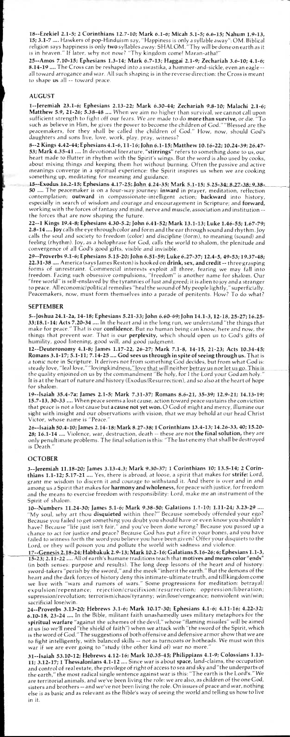**18--Ezekiel 2.1-5; 2 Corinthians 12.7-10; Mark 6.1-6; Micah 5.1-5; 6.6-15; Nahum 1.9-13, 15; 3.1-7 ....** Hawkers of pop-Hinduism say, "Happiness is only a syllable away": OM. Biblical religion says happiness is only **two** syllables away: SHALOM. "Thy will be done on earth as it is in heaven." If later, why not now? "Thy kingdom come! Maran-atha!"

**25--Amos 7.10-15; Ephesians 1.3-14; Mark 6.7-13; Haggai 2.1-9; Zechariah 3.6-10; 4.1-6; 8.14-19 ....** The Cross can be reshaped into a swastika, a hammer-and-sickle, even an eagle -- all toward arrogance and war. All such shaping is in the reverse direction: the Cross is meant to shape **us** all -- toward peace.

## AUGUST

**1--Jeremiah 23.1-6; Ephesians 2.13-22; Mark 6.30-44; Zechariah 9.8-10; Malachi 2.1-6; Matthew 5.9, 21-26; 5.38-48 ....** When we aim no higher than survival, we cannot call upon sufficient strength to fight off our fears. We are made to do **more than survive,** or die. "To such as believe in Him, he gives the power to become the children of God." "Blessed are the peacemakers, for they shall be called the children of God." How, now, should God's daughters and sons live, love, work, play, pray, witness?

**8--2 Kings 4.42-44; Ephesians 4.1-6, 11-16; John 6.1-15; Matthew 10.16-22; 10.24-39; 26.47-53; Mark 4.35-41 ....** In devotional literature, **"stirrings"** refers to something done to us, our heart made to flutter in rhythm with the Spirit's wings. But the word is also used by cooks, about mixing things and keeping them hot without burning. Often the passive and active meanings converge in a spiritual experience: the Spirit inspires us when we are cooking something up, meditating for meaning and guidance.

**15--Exodus 16.2-15; Ephesians 4.17-25; John 4.24-35; Mark 5.1-15; 5.25-34; 8.27-38; 9.38-50 ....** The peacemaker is on a four-way journey: **inward** in prayer, meditation, reflection contemplation; **outward** in compassionate-intelligent action; **backward** into history, especially in search of wisdom and courage and encouragement in Scripture; and **forward,** working with the forces of fantasy and mind, nerve and muscle, association and institution -- the forces that are now shaping the future.

**22--1 Kings 19.4-8; Ephesians 4.30-5.2; John 6.41-52; Mark 13.1-13; Luke 1.46-55; 1.67-79; 2.8-14 .... Joy** calls the eye through color and form and the ear through sound and rhythm. Joy calls the soul and society to freedom (color) and discipline (form), to meaning (sound) and feeling (rhythm). Joy, as a holophrase for God, calls the world to shalom, the plenitude and convergence of all God's good gifts, visible and invisible.

**29--Proverbs 9.1-6; Ephesians 5.15-20; John 6.51-59; Luke 6.27-37; 12.4-5, 49-53; 19.37-48; 22.31-38 ....** America (says James Reston) is hooked on **drink, sex, and credit** -- three grasping forms of unrestraint. Commercial interests exploit all three, fearing we may fall into freedom. Facing such obsessive compulsions, "freedom" is another name for shalom. Our "free world" is self-enslaved by the tyrannies of lust and greed; it is alien to joy and a stranger to peace. All economic/political remedies "heal the wound of My people lightly," superficially. Peacemakers, now, must form themselves into a parade of penitents. How? To do what?

## SEPTEMBER

**5--Joshua 24.1-2a, 14-18; Ephesians 5.21-33; John 6.60-69; John 14.1-3, 12-18, 25-27; 16.25-33; 18.1-14; Acts 7.20-34 ....** In the heart and in the long run, we understand "the things that make for peace." That is our **confidence.** But no human being can know, here and now, the things that prevent war. That is our **perplexity,** which should open us to God's gifts of humility, good listening, good will, and good judgment.

**12--Deuteronomy 4.1-8; James 1.17-22, 26-27; Mark 7.1-8, 14-15, 21-23; Acts 10.34-45; Romans 3.1-17; 5.1-11; 7.14-25 .... God sees us through in spite of seeing through us.** That is a tonic note in Scripture. It derives not from something God decides, but from what God is: steady love, "leal love," "lovingkindness," love that will neither betray us nor let us go. This is the quality enjoined on us by the commandment "Be holy, for I the Lord your God am holy." It is at the heart of nature and history (Exodus/Resurrection), and so also at the heart of hope for shalom.

**19--Isaiah 35.4-7a; James 2.1-5; Mark 7.31-37; Romans 8.6-21, 35-39; 12.9-21; 14.13-19; 15.7-13, 30-33 ....** When peace seems a lost cause, action toward peace sustains the conviction that peace is not a lost cause but **a cause not yet won.** O God of might and mercy, illumine our sight with insight and our observations with vision, that we may behold at our head Christ Victor, whose name is "Peace."

**26--Isaiah 50.4-10; James 2.14-18; Mark 8.27-38; 1 Corinthians 13.4-13; 14.26-33, 40; 15.20-28; 16.1-14 ....** Violence, war, destruction, death -- these are not **the final solution,** they are only penultimate problems. The final solution is this: "The last enemy that shall be destroyed is Death."

## OCTOBER

**3--Jeremiah 11.18-20; James 3.13-4.3; Mark 9.30-37; 1 Corinthians 10; 13.5-14; 2 Corinthians 1.1-12; 5.17-21 ....** Yes, there is abroad, at loose, a spirit that makes for **strife:** Lord, grant me wisdom to discern it and courage to withstand it. And there is over and in and among us a Spirit that makes for **harmony and wholeness,** for peace with justice, for freedom and the means to exercise freedom with responsibility: Lord, make me an instrument of the Spirit of shalom.

**10--Numbers 11.24-30; James 5.1-6; Mark 9.38-50; Galatians 1.1-10; 1.11-24; 3.23-29 ....** "My soul, why art thou **disquieted** within thee?" Because somebody offended your ego? Because you failed to get something you doubt you should have or even know you shouldn't have? Because "life just isn't fair," and you've been done wrong? Because you passed up a chance to act for justice and peace? Because God has put a fire in your bones, and you have failed to witness forth the word you believe you have been given? Offer your disquiets to the Lord, or they will poison you and pollute the world with sadness and violence.

**17--Genesis 2.18-24; Habbakuk 2.9-13; Mark 10.2-16; Galatians 5.16-26; 6; Ephesians 1.1-3, 15-23; 2.11-22 ....** All of earth's humane traditions teach that **motives and means color "ends"** (in both senses: purpose and results). The long deep lessons of the heart and of history: sword-takers "perish by the sword," and the meek "inherit the earth." But the demons of the heart and the dark forces of history deny this intimate-ultimate truth, and till kingdom come we live with "wars and rumors of wars." Some progressions for meditation: betrayal/expulsion/repentance; rejection/crucifixion/resurrection; oppression/liberation; supression/revolution; terrorism/chaos/tyranny; win/lose/vengeance; nonviolent win/win; sacrificial lose/win.

**24--Proverbs 3.13-20; Hebrews 3.1-6; Mark 10.17-30; Ephesians 4.1-6; 4.11-16; 4.22-32; 6.10-18, 23-24 ....** In the Bible, militant faith unashamedly uses military metaphors for the **spiritual warfare** "against the schemes of the devil," whose "flaming missiles" will be aimed at us (so we'll need "the shield of faith") when we attack with "the sword of the Spirit, which is the word of God." The suggestions of both offensive and defensive armor show that we are to fight intelligently, with balanced skills -- not as turncoats or hotheads. We must win this war if we are ever going to "study (the other kind of) war no more."

**31--Isaiah 53.10-12; Hebrews 4.12-16; Mark 10.35-45; Philippians 4.1-9; Colossians 1.13-11; 3.12-17; 1 Thessalonians 4.1-12 ....** Since war is about **space,** land-claims, the occupation and control of real estate, the privilege of right of access to sea and sky and "the underparts of the earth," the most radical single sentence against war is this: "The earth is the Lord's." We are territorial animals, and we've been living the role; we are also, as children of the one God, sisters and brothers -- and we've not been living the role. On issues of peace and war, nothing else is as basic and as relevant as the Bible's way of seeing the world and telling us how to live in it.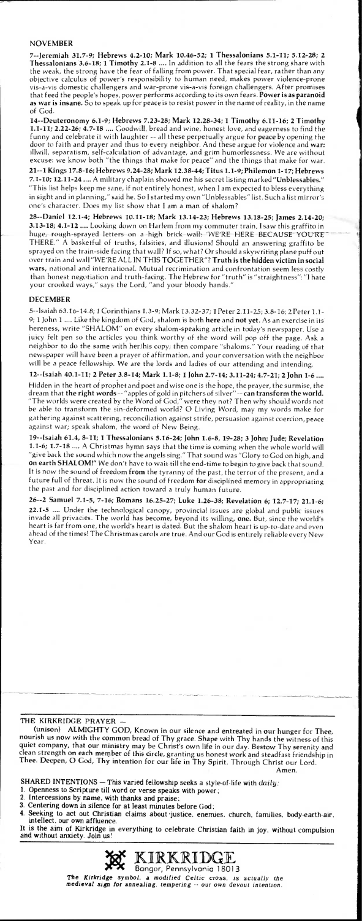## NOVEMBER

**7--Jeremiah 31.7-9; Hebrews 4.2-10; Mark 10.46-52; 1 Thessalonians 5.1-11; 5.12-28; 2 Thessalonians 3.6-18; 1 Timothy 2.1-8 ....** In addition to all the fears the strong share with the weak, the strong have the fear of falling from power. That special fear, rather than any objective calculus of power's responsibility to human need, makes power violence-prone vis-a-vis domestic challengers and war-prone vis-a-vis foreign challengers. After promises that feed the people's hopes, power performs according to its own fears. **Power is as paranoid as war is insane.** So to speak up for peace is to resist power in the name of reality, in the name of God.

**14--Deuteronomy 6.1-9; Hebrews 7.23-28; Mark 12.28-34; 1 Timothy 6.11-16; 2 Timothy 1.1-11; 2.22-26; 4.7-18 ....** Goodwill, bread and wine, honest love, and eagerness to find the funny and celebrate it with laughter -- all these perpetually argue for **peace** by opening the door to faith and prayer and thus to every neighbor. And these argue for violence and **war:** illwill, separatism, self-calculation of advantage, and grim humorlessness. We are without excuse: we know both "the things that make for peace" and the things that make for war.

**21--1 Kings 17.8-16; Hebrews 9.24-28; Mark 12.38-44; Titus 1.1-9; Philemon 1-17; Hebrews 7.1-10; 12.11-24 ....** A military chaplain showed me his secret listing marked **"Unblessables."** "This list helps keep me sane, if not entirely honest, when I am expected to bless everything in sight and in planning," said he. So I started my own "Unblessables" list. Such a list mirror's one's character. Does my list show that **I am a man of shalom?**

**28--Daniel 12.1-4; Hebrews 10.11-18; Mark 13.14-23; Hebrews 13.18-25; James 2.14-20; 3.13-18; 4.1-12 ....** Looking down on Harlem from my commuter train, I saw this graffito in huge, rough-sprayed letters on a high brick wall: "WE'RE HERE BECAUSE YOU'RE THERE." A basketful of truths, falsities, and illusions! Should an answering graffito be sprayed on the train-side facing that wall? If so, what? Or should a skywriting plane puff out over train and wall "WE'RE ALL IN THIS TOGETHER"? **Truth is the hidden victim in social wars,** national and international. Mutual recrimination and confrontation seem less costly than honest negotiation and truth-facing. The Hebrew for "truth" is "straightness": "I hate your crooked ways," says the Lord, "and your bloody hands."

## DECEMBER

**5--**Isaiah 63.16-14.8; 1 Corinthians 1.3-9; Mark 13.32-37; 1 Peter 2.11-25; 3.8-16; 2 Peter 1.1-9; 1 John 1 .... Like the kingdom of God, shalom is both **here** and **not yet.** As an exercise in its hereness, write "SHALOM" on every shalom-speaking article in today's newspaper. Use a juicy felt pen so the articles you think worthy of the word will pop off the page. Ask a neighbor to do the same with her/his copy; then compare "shaloms." Your reading of that newspaper will have been a prayer of affirmation, and your conversation with the neighbor will be a peace fellowship. We are the lords and ladies of our attending and intending.

**12--Isaiah 40.1-11; 2 Peter 3.8-14; Mark 1.1-8; 1 John 2.7-14; 3.11-24; 4.7-21; 2 John 1-6 ....** Hidden in the heart of prophet and poet and wise one is the hope, the prayer, the surmise, the dream that **the right words**--"apples of gold in pitchers of silver"--**can transform the world.** "The worlds were created by the Word of God," were they not? Then why should words not be able to transform the sin-deformed world? O Living Word, may my words make for gathering against scattering, reconciliation against strife, persuasion against coercion, peace against war; speak shalom, the word of New Being.

**19--Isaiah 61.4, 8-11; 1 Thessalonians 5.16-24; John 1.6-8, 19-28; 3 John; Jude; Revelation 1.1-6; 1.7-18 ....** A Christmas hymn says that the time is coming when the whole world will "give back the sound which now the angels sing." That sound was "Glory to God on high, and **on earth SHALOM!"** We don't have to wait till the end-time to begin to give back that sound. It is now the sound of freedom **from** the tyranny of the past, the terror of the present, and a future full of threat. It is now the sound of freedom **for** disciplined memory in appropriating the past and for disciplined action toward a truly human future.

**26--2 Samuel 7.1-5, 7-16; Romans 16.25-27; Luke 1.26-38; Revelation 6; 12.7-17; 21.1-6; 22.1-5 ....** Under the technological canopy, provincial issues are global and public issues invade all privacies. The world has become, beyond its willing, **one.** But, since the world's heart is far from one, the world's heart is dated. But the shalom heart is up-to-date and even ahead of the times! The Christmas carols are true. And our God is entirely reliable every New Year.

---

**THE KIRKRIDGE PRAYER** —

(unison) ALMIGHTY GOD, Known in our silence and entreated in our hunger for Thee, nourish us now with the common bread of Thy grace. Shape with Thy hands the witness of this quiet company, that our ministry may be Christ's own life in our day. Bestow Thy serenity and clean strength on each member of this circle, granting us honest work and steadfast friendship in Thee. Deepen, O God, Thy intention for our life in Thy Spirit. Through Christ our Lord.

Amen.

**SHARED INTENTIONS** — This varied fellowship seeks a style-of-life with *daily:*

1. Openness to Scripture till word or verse speaks with power;
2. Intercessions by name, with thanks and praise;
3. Centering down in silence for at least minutes before God;
4. Seeking to act out Christian claims about justice, enemies, church, families, body-earth-air, intellect, our own affluence.

It is the aim of Kirkridge in everything to celebrate Christian faith in joy, without compulsion and without anxiety. Join us!

**KIRKRIDGE**

Bangor, Pennsylvania 18013

*The Kirkridge symbol, a modified Celtic cross, is actually the medieval sign for annealing, tempering -- our own devout intention.*